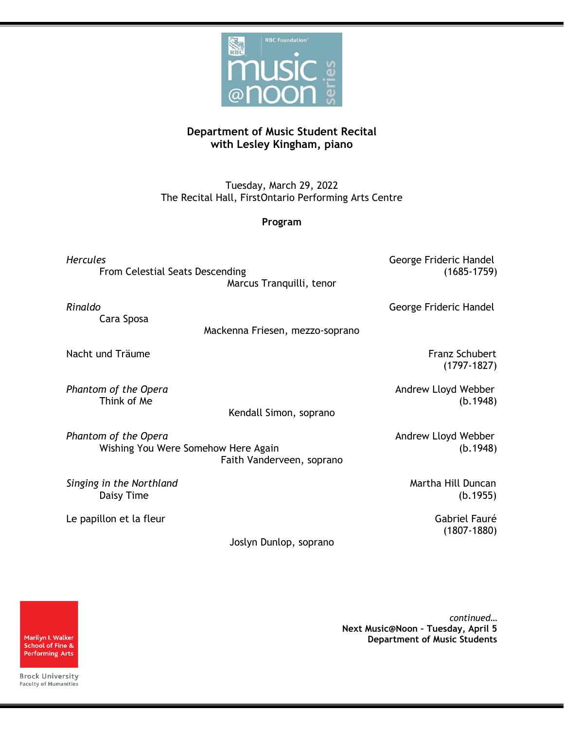RBC Foundation music @noon series

## Department of Music Student Recital
## with Lesley Kingham, piano

Tuesday, March 29, 2022
The Recital Hall, FirstOntario Performing Arts Centre

### Program

*Hercules* — George Frideric Handel (1685-1759)
From Celestial Seats Descending
Marcus Tranquilli, tenor

*Rinaldo* — George Frideric Handel
Cara Sposa

Nacht und Träume — Franz Schubert (1797-1827)
Mackenna Friesen, mezzo-soprano

*Phantom of the Opera* — Andrew Lloyd Webber (b.1948)
Think of Me
Kendall Simon, soprano

*Phantom of the Opera* — Andrew Lloyd Webber (b.1948)
Wishing You Were Somehow Here Again
Faith Vanderveen, soprano

*Singing in the Northland* — Martha Hill Duncan (b.1955)
Daisy Time

Le papillon et la fleur — Gabriel Fauré (1807-1880)
Joslyn Dunlop, soprano

*continued…*

**Next Music@Noon – Tuesday, April 5**
**Department of Music Students**

Marilyn I. Walker School of Fine & Performing Arts
Brock University
Faculty of Humanities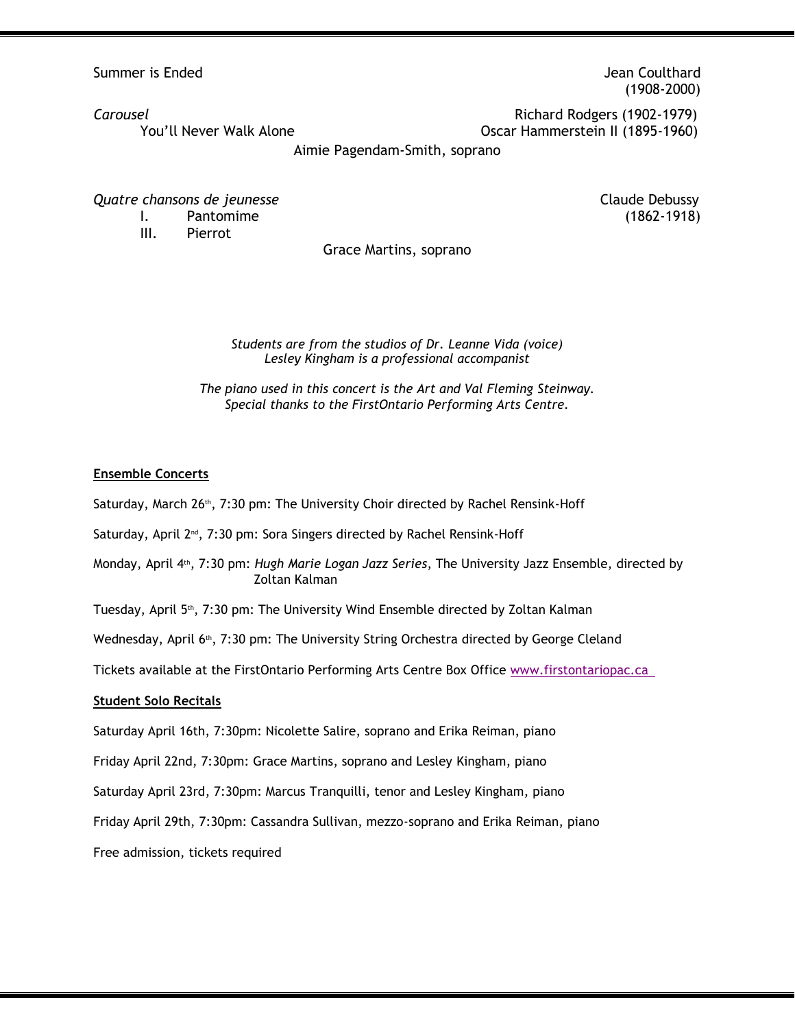Summer is Ended — Jean Coulthard (1908-2000)

*Carousel* — Richard Rodgers (1902-1979)
You'll Never Walk Alone — Oscar Hammerstein II (1895-1960)

Aimie Pagendam-Smith, soprano

*Quatre chansons de jeunesse* — Claude Debussy (1862-1918)

I. Pantomime
III. Pierrot

Grace Martins, soprano

*Students are from the studios of Dr. Leanne Vida (voice)*
*Lesley Kingham is a professional accompanist*

*The piano used in this concert is the Art and Val Fleming Steinway.*
*Special thanks to the FirstOntario Performing Arts Centre.*

**Ensemble Concerts**

Saturday, March 26th, 7:30 pm: The University Choir directed by Rachel Rensink-Hoff

Saturday, April 2nd, 7:30 pm: Sora Singers directed by Rachel Rensink-Hoff

Monday, April 4th, 7:30 pm: *Hugh Marie Logan Jazz Series*, The University Jazz Ensemble, directed by Zoltan Kalman

Tuesday, April 5th, 7:30 pm: The University Wind Ensemble directed by Zoltan Kalman

Wednesday, April 6th, 7:30 pm: The University String Orchestra directed by George Cleland

Tickets available at the FirstOntario Performing Arts Centre Box Office www.firstontariopac.ca

**Student Solo Recitals**

Saturday April 16th, 7:30pm: Nicolette Salire, soprano and Erika Reiman, piano

Friday April 22nd, 7:30pm: Grace Martins, soprano and Lesley Kingham, piano

Saturday April 23rd, 7:30pm: Marcus Tranquilli, tenor and Lesley Kingham, piano

Friday April 29th, 7:30pm: Cassandra Sullivan, mezzo-soprano and Erika Reiman, piano

Free admission, tickets required